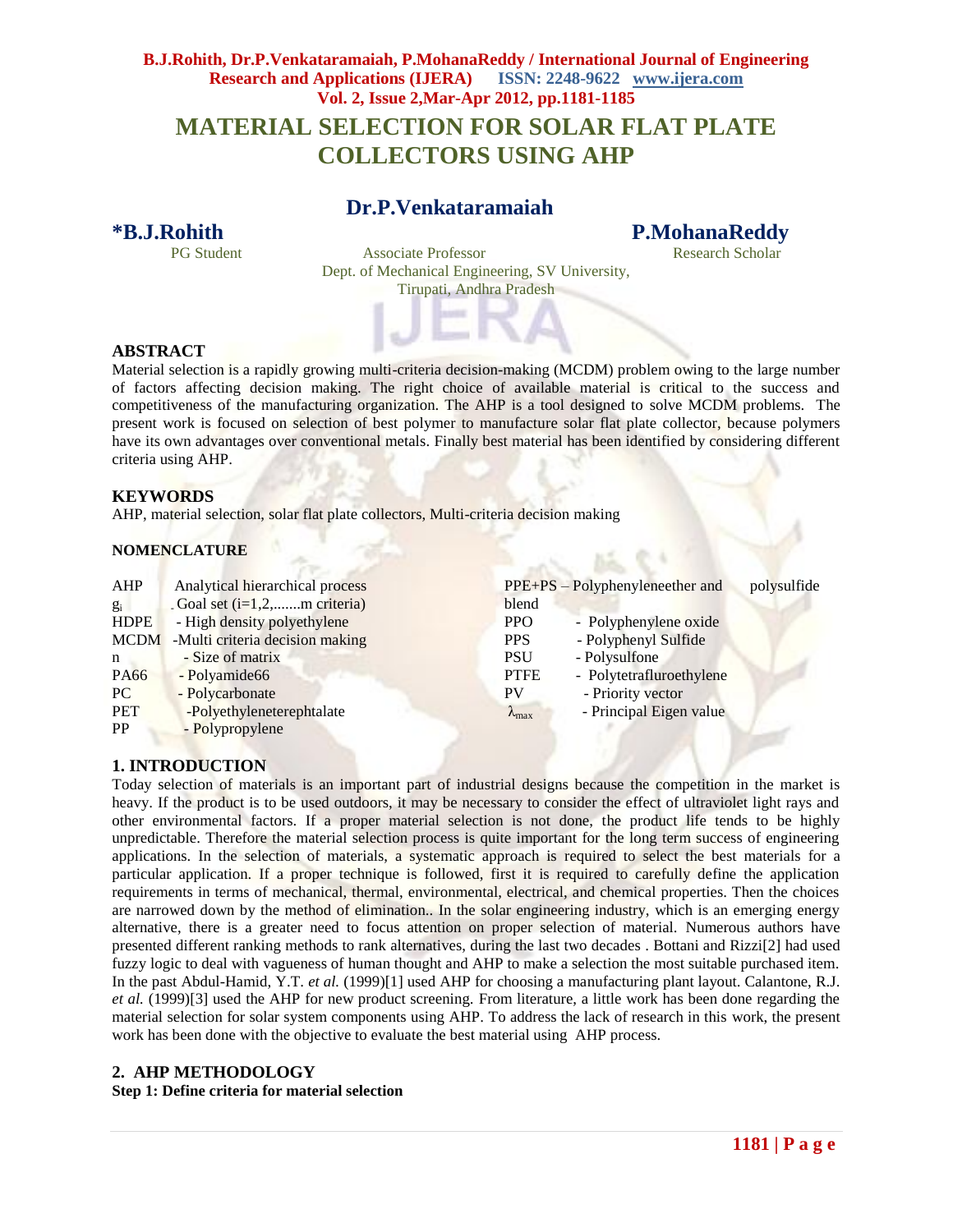# MATERIAL SELECTION FOR SOLAR FLAT PLATE COLLECTORS USING AHP

**Dr.P.Venkataramaiah**

**\*B.J.Rohith** — PG Student

**Dr.P.Venkataramaiah** — Associate Professor

**P.MohanaReddy** — Research Scholar

Dept. of Mechanical Engineering, SV University, Tirupati, Andhra Pradesh

## ABSTRACT

Material selection is a rapidly growing multi-criteria decision-making (MCDM) problem owing to the large number of factors affecting decision making. The right choice of available material is critical to the success and competitiveness of the manufacturing organization. The AHP is a tool designed to solve MCDM problems. The present work is focused on selection of best polymer to manufacture solar flat plate collector, because polymers have its own advantages over conventional metals. Finally best material has been identified by considering different criteria using AHP.

## KEYWORDS

AHP, material selection, solar flat plate collectors, Multi-criteria decision making

### NOMENCLATURE

| | |
|---|---|
| AHP | Analytical hierarchical process |
| $g_i$ | Goal set (i=1,2,.......m criteria) |
| HDPE | - High density polyethylene |
| MCDM | -Multi criteria decision making |
| n | - Size of matrix |
| PA66 | - Polyamide66 |
| PC | - Polycarbonate |
| PET | -Polyethyleneterephtalate |
| PP | - Polypropylene |
| PPE+PS | – Polyphenyleneether and polysulfide blend |
| PPO | - Polyphenylene oxide |
| PPS | - Polyphenyl Sulfide |
| PSU | - Polysulfone |
| PTFE | - Polytetrafluroethylene |
| PV | - Priority vector |
| $\lambda_{max}$ | - Principal Eigen value |

## 1. INTRODUCTION

Today selection of materials is an important part of industrial designs because the competition in the market is heavy. If the product is to be used outdoors, it may be necessary to consider the effect of ultraviolet light rays and other environmental factors. If a proper material selection is not done, the product life tends to be highly unpredictable. Therefore the material selection process is quite important for the long term success of engineering applications. In the selection of materials, a systematic approach is required to select the best materials for a particular application. If a proper technique is followed, first it is required to carefully define the application requirements in terms of mechanical, thermal, environmental, electrical, and chemical properties. Then the choices are narrowed down by the method of elimination.. In the solar engineering industry, which is an emerging energy alternative, there is a greater need to focus attention on proper selection of material. Numerous authors have presented different ranking methods to rank alternatives, during the last two decades . Bottani and Rizzi[2] had used fuzzy logic to deal with vagueness of human thought and AHP to make a selection the most suitable purchased item. In the past Abdul-Hamid, Y.T. *et al.* (1999)[1] used AHP for choosing a manufacturing plant layout. Calantone, R.J. *et al.* (1999)[3] used the AHP for new product screening. From literature, a little work has been done regarding the material selection for solar system components using AHP. To address the lack of research in this work, the present work has been done with the objective to evaluate the best material using AHP process.

## 2. AHP METHODOLOGY

**Step 1: Define criteria for material selection**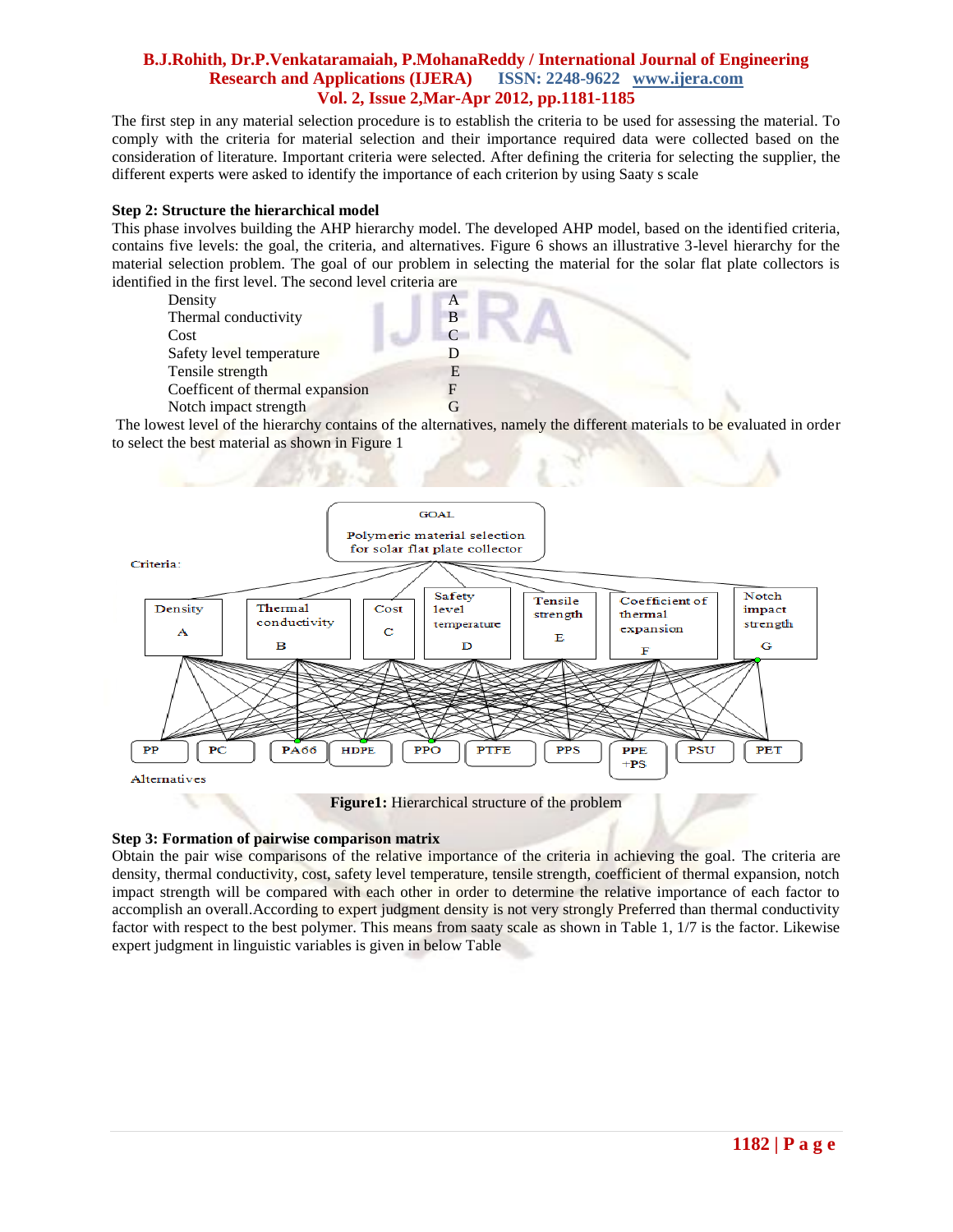The first step in any material selection procedure is to establish the criteria to be used for assessing the material. To comply with the criteria for material selection and their importance required data were collected based on the consideration of literature. Important criteria were selected. After defining the criteria for selecting the supplier, the different experts were asked to identify the importance of each criterion by using Saaty s scale

**Step 2: Structure the hierarchical model**

This phase involves building the AHP hierarchy model. The developed AHP model, based on the identified criteria, contains five levels: the goal, the criteria, and alternatives. Figure 6 shows an illustrative 3-level hierarchy for the material selection problem. The goal of our problem in selecting the material for the solar flat plate collectors is identified in the first level. The second level criteria are

Density A
Thermal conductivity B
Cost C
Safety level temperature D
Tensile strength E
Coefficent of thermal expansion F
Notch impact strength G

The lowest level of the hierarchy contains of the alternatives, namely the different materials to be evaluated in order to select the best material as shown in Figure 1

GOAL
Polymeric material selection for solar flat plate collector

Criteria:
Density A
Thermal conductivity B
Cost C
Safety level temperature D
Tensile strength E
Coefficient of thermal expansion F
Notch impact strength G

PP
PC
PA66
HDPE
PPO
PTFE
PPS
PPE +PS
PSU
PET

Alternatives

**Figure1:** Hierarchical structure of the problem

**Step 3: Formation of pairwise comparison matrix**

Obtain the pair wise comparisons of the relative importance of the criteria in achieving the goal. The criteria are density, thermal conductivity, cost, safety level temperature, tensile strength, coefficient of thermal expansion, notch impact strength will be compared with each other in order to determine the relative importance of each factor to accomplish an overall.According to expert judgment density is not very strongly Preferred than thermal conductivity factor with respect to the best polymer. This means from saaty scale as shown in Table 1, 1/7 is the factor. Likewise expert judgment in linguistic variables is given in below Table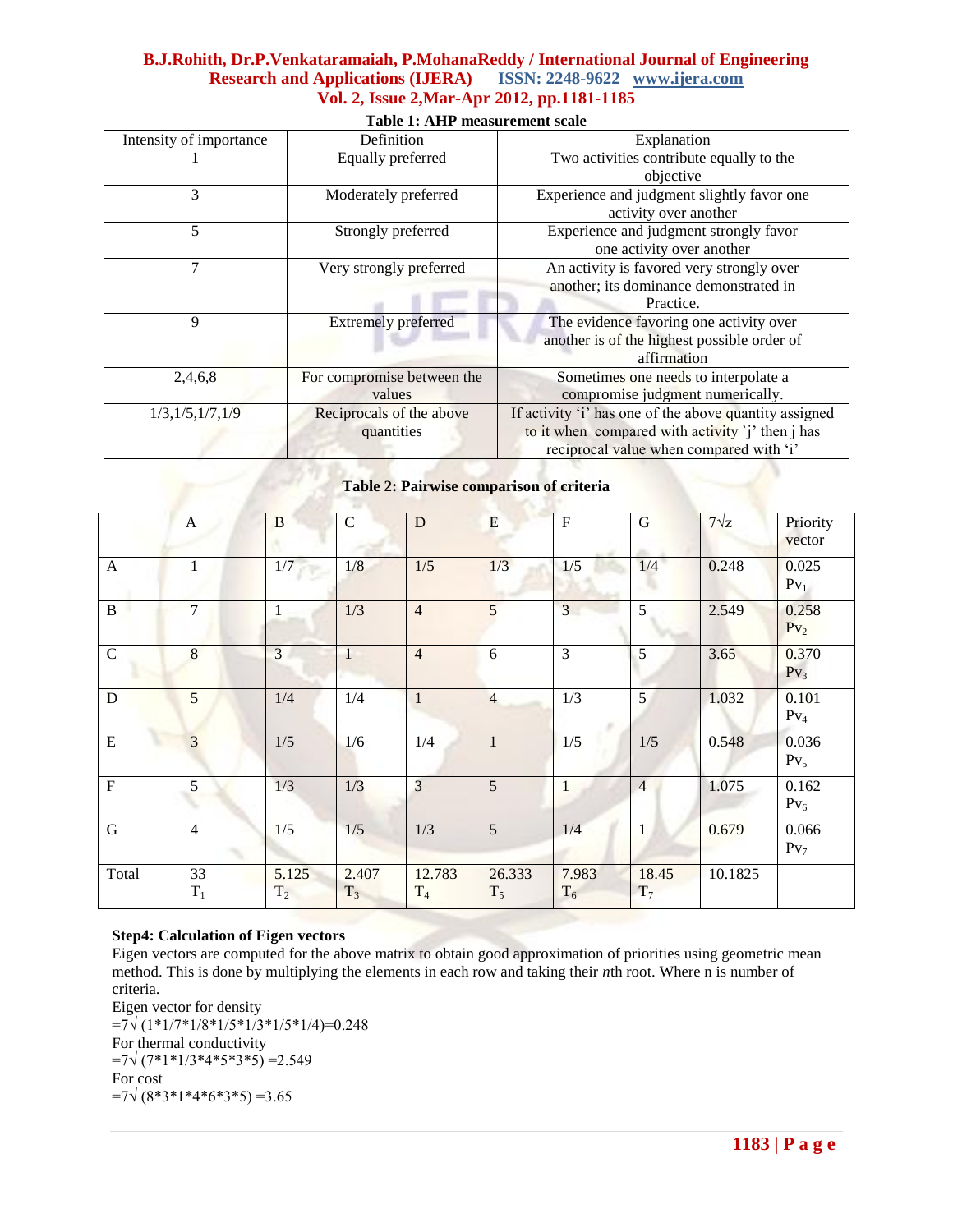**Table 1: AHP measurement scale**

| Intensity of importance | Definition | Explanation |
|---|---|---|
| 1 | Equally preferred | Two activities contribute equally to the objective |
| 3 | Moderately preferred | Experience and judgment slightly favor one activity over another |
| 5 | Strongly preferred | Experience and judgment strongly favor one activity over another |
| 7 | Very strongly preferred | An activity is favored very strongly over another; its dominance demonstrated in Practice. |
| 9 | Extremely preferred | The evidence favoring one activity over another is of the highest possible order of affirmation |
| 2,4,6,8 | For compromise between the values | Sometimes one needs to interpolate a compromise judgment numerically. |
| 1/3,1/5,1/7,1/9 | Reciprocals of the above quantities | If activity 'i' has one of the above quantity assigned to it when compared with activity `j' then j has reciprocal value when compared with 'i' |

**Table 2: Pairwise comparison of criteria**

| | A | B | C | D | E | F | G | $7\sqrt{z}$ | Priority vector |
|---|---|---|---|---|---|---|---|---|---|
| A | 1 | 1/7 | 1/8 | 1/5 | 1/3 | 1/5 | 1/4 | 0.248 | 0.025 $Pv_1$ |
| B | 7 | 1 | 1/3 | 4 | 5 | 3 | 5 | 2.549 | 0.258 $Pv_2$ |
| C | 8 | 3 | 1 | 4 | 6 | 3 | 5 | 3.65 | 0.370 $Pv_3$ |
| D | 5 | 1/4 | 1/4 | 1 | 4 | 1/3 | 5 | 1.032 | 0.101 $Pv_4$ |
| E | 3 | 1/5 | 1/6 | 1/4 | 1 | 1/5 | 1/5 | 0.548 | 0.036 $Pv_5$ |
| F | 5 | 1/3 | 1/3 | 3 | 5 | 1 | 4 | 1.075 | 0.162 $Pv_6$ |
| G | 4 | 1/5 | 1/5 | 1/3 | 5 | 1/4 | 1 | 0.679 | 0.066 $Pv_7$ |
| Total | 33 $T_1$ | 5.125 $T_2$ | 2.407 $T_3$ | 12.783 $T_4$ | 26.333 $T_5$ | 7.983 $T_6$ | 18.45 $T_7$ | 10.1825 | |

**Step4: Calculation of Eigen vectors**

Eigen vectors are computed for the above matrix to obtain good approximation of priorities using geometric mean method. This is done by multiplying the elements in each row and taking their *n*th root. Where n is number of criteria.

Eigen vector for density

$=7\sqrt{}\,(1*1/7*1/8*1/5*1/3*1/5*1/4)=0.248$

For thermal conductivity

$=7\sqrt{}\,(7*1*1/3*4*5*3*5)=2.549$

For cost

$=7\sqrt{}\,(8*3*1*4*6*3*5)=3.65$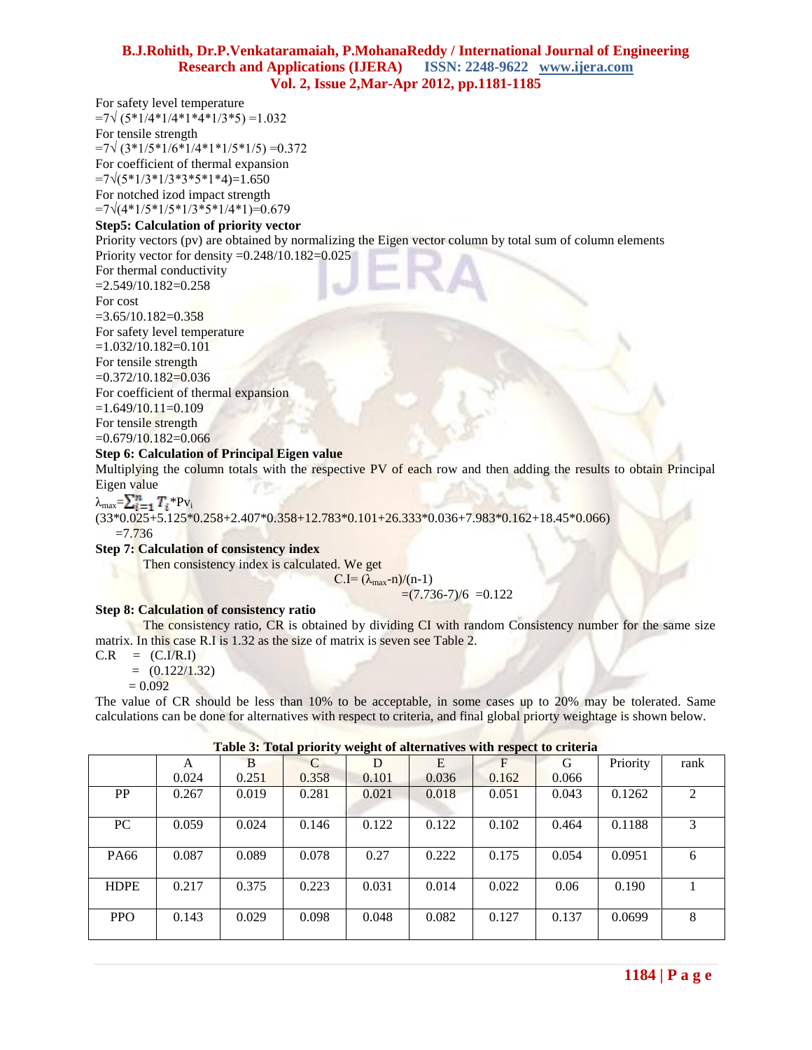For safety level temperature

$=7\sqrt{(5*1/4*1/4*1*4*1/3*5)}=1.032$

For tensile strength

$=7\sqrt{(3*1/5*1/6*1/4*1*1/5*1/5)}=0.372$

For coefficient of thermal expansion

$=7\sqrt{(5*1/3*1/3*3*5*1*4)}=1.650$

For notched izod impact strength

$=7\sqrt{(4*1/5*1/5*1/3*5*1/4*1)}=0.679$

**Step5: Calculation of priority vector**

Priority vectors (pv) are obtained by normalizing the Eigen vector column by total sum of column elements

Priority vector for density =0.248/10.182=0.025

For thermal conductivity

=2.549/10.182=0.258

For cost

=3.65/10.182=0.358

For safety level temperature

=1.032/10.182=0.101

For tensile strength

=0.372/10.182=0.036

For coefficient of thermal expansion

=1.649/10.11=0.109

For tensile strength

=0.679/10.182=0.066

**Step 6: Calculation of Principal Eigen value**

Multiplying the column totals with the respective PV of each row and then adding the results to obtain Principal Eigen value

$\lambda_{max}=\sum_{i=1}^{n} T_i * Pv_i$

(33*0.025+5.125*0.258+2.407*0.358+12.783*0.101+26.333*0.036+7.983*0.162+18.45*0.066)

=7.736

**Step 7: Calculation of consistency index**

Then consistency index is calculated. We get

$$C.I = (\lambda_{max} - n)/(n-1)$$
$$=(7.736-7)/6 = 0.122$$

**Step 8: Calculation of consistency ratio**

The consistency ratio, CR is obtained by dividing CI with random Consistency number for the same size matrix. In this case R.I is 1.32 as the size of matrix is seven see Table 2.

$$C.R = (C.I/R.I)$$
$$= (0.122/1.32)$$
$$= 0.092$$

The value of CR should be less than 10% to be acceptable, in some cases up to 20% may be tolerated. Same calculations can be done for alternatives with respect to criteria, and final global priorty weightage is shown below.

**Table 3: Total priority weight of alternatives with respect to criteria**

| | A 0.024 | B 0.251 | C 0.358 | D 0.101 | E 0.036 | F 0.162 | G 0.066 | Priority | rank |
|---|---|---|---|---|---|---|---|---|---|
| PP | 0.267 | 0.019 | 0.281 | 0.021 | 0.018 | 0.051 | 0.043 | 0.1262 | 2 |
| PC | 0.059 | 0.024 | 0.146 | 0.122 | 0.122 | 0.102 | 0.464 | 0.1188 | 3 |
| PA66 | 0.087 | 0.089 | 0.078 | 0.27 | 0.222 | 0.175 | 0.054 | 0.0951 | 6 |
| HDPE | 0.217 | 0.375 | 0.223 | 0.031 | 0.014 | 0.022 | 0.06 | 0.190 | 1 |
| PPO | 0.143 | 0.029 | 0.098 | 0.048 | 0.082 | 0.127 | 0.137 | 0.0699 | 8 |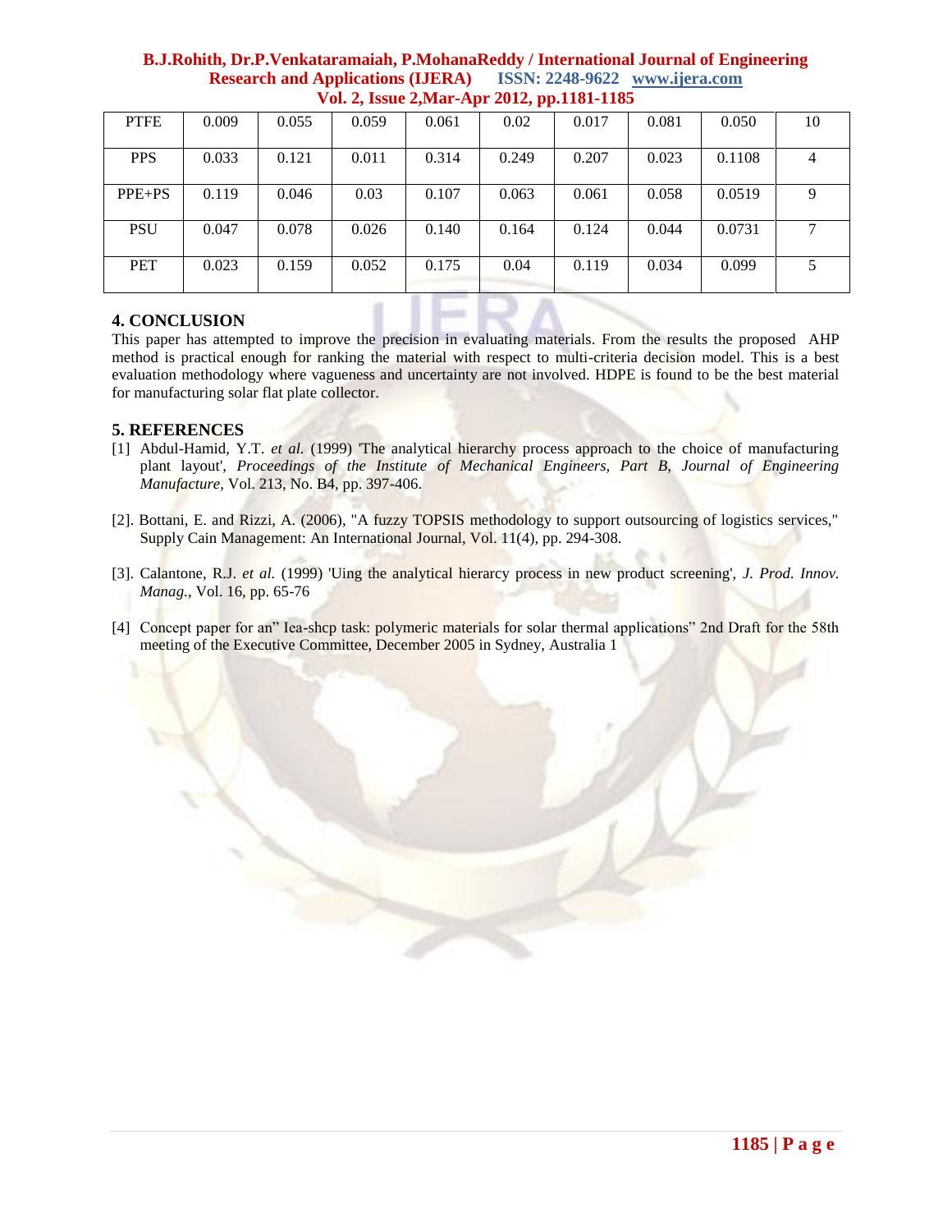| | | | | | | | | | |
|---|---|---|---|---|---|---|---|---|---|
| PTFE | 0.009 | 0.055 | 0.059 | 0.061 | 0.02 | 0.017 | 0.081 | 0.050 | 10 |
| PPS | 0.033 | 0.121 | 0.011 | 0.314 | 0.249 | 0.207 | 0.023 | 0.1108 | 4 |
| PPE+PS | 0.119 | 0.046 | 0.03 | 0.107 | 0.063 | 0.061 | 0.058 | 0.0519 | 9 |
| PSU | 0.047 | 0.078 | 0.026 | 0.140 | 0.164 | 0.124 | 0.044 | 0.0731 | 7 |
| PET | 0.023 | 0.159 | 0.052 | 0.175 | 0.04 | 0.119 | 0.034 | 0.099 | 5 |

## 4. CONCLUSION

This paper has attempted to improve the precision in evaluating materials. From the results the proposed AHP method is practical enough for ranking the material with respect to multi-criteria decision model. This is a best evaluation methodology where vagueness and uncertainty are not involved. HDPE is found to be the best material for manufacturing solar flat plate collector.

## 5. REFERENCES

[1] Abdul-Hamid, Y.T. *et al.* (1999) 'The analytical hierarchy process approach to the choice of manufacturing plant layout', *Proceedings of the Institute of Mechanical Engineers, Part B, Journal of Engineering Manufacture*, Vol. 213, No. B4, pp. 397-406.

[2]. Bottani, E. and Rizzi, A. (2006), "A fuzzy TOPSIS methodology to support outsourcing of logistics services," Supply Cain Management: An International Journal, Vol. 11(4), pp. 294-308.

[3]. Calantone, R.J. *et al.* (1999) 'Uing the analytical hierarcy process in new product screening', *J. Prod. Innov. Manag.*, Vol. 16, pp. 65-76

[4] Concept paper for an" Iea-shcp task: polymeric materials for solar thermal applications" 2nd Draft for the 58th meeting of the Executive Committee, December 2005 in Sydney, Australia 1